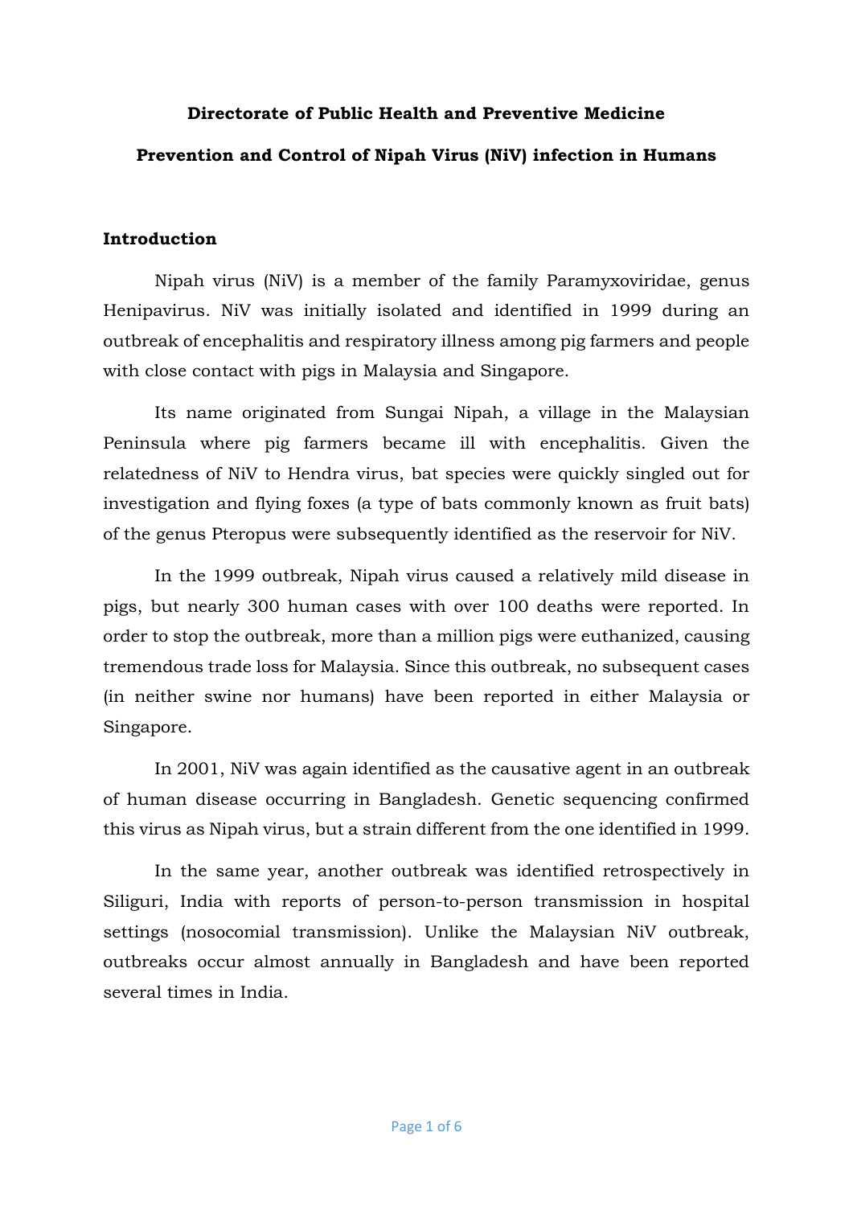**Directorate of Public Health and Preventive Medicine**

**Prevention and Control of Nipah Virus (NiV) infection in Humans**

## Introduction

Nipah virus (NiV) is a member of the family Paramyxoviridae, genus Henipavirus. NiV was initially isolated and identified in 1999 during an outbreak of encephalitis and respiratory illness among pig farmers and people with close contact with pigs in Malaysia and Singapore.

Its name originated from Sungai Nipah, a village in the Malaysian Peninsula where pig farmers became ill with encephalitis. Given the relatedness of NiV to Hendra virus, bat species were quickly singled out for investigation and flying foxes (a type of bats commonly known as fruit bats) of the genus Pteropus were subsequently identified as the reservoir for NiV.

In the 1999 outbreak, Nipah virus caused a relatively mild disease in pigs, but nearly 300 human cases with over 100 deaths were reported. In order to stop the outbreak, more than a million pigs were euthanized, causing tremendous trade loss for Malaysia. Since this outbreak, no subsequent cases (in neither swine nor humans) have been reported in either Malaysia or Singapore.

In 2001, NiV was again identified as the causative agent in an outbreak of human disease occurring in Bangladesh. Genetic sequencing confirmed this virus as Nipah virus, but a strain different from the one identified in 1999.

In the same year, another outbreak was identified retrospectively in Siliguri, India with reports of person-to-person transmission in hospital settings (nosocomial transmission). Unlike the Malaysian NiV outbreak, outbreaks occur almost annually in Bangladesh and have been reported several times in India.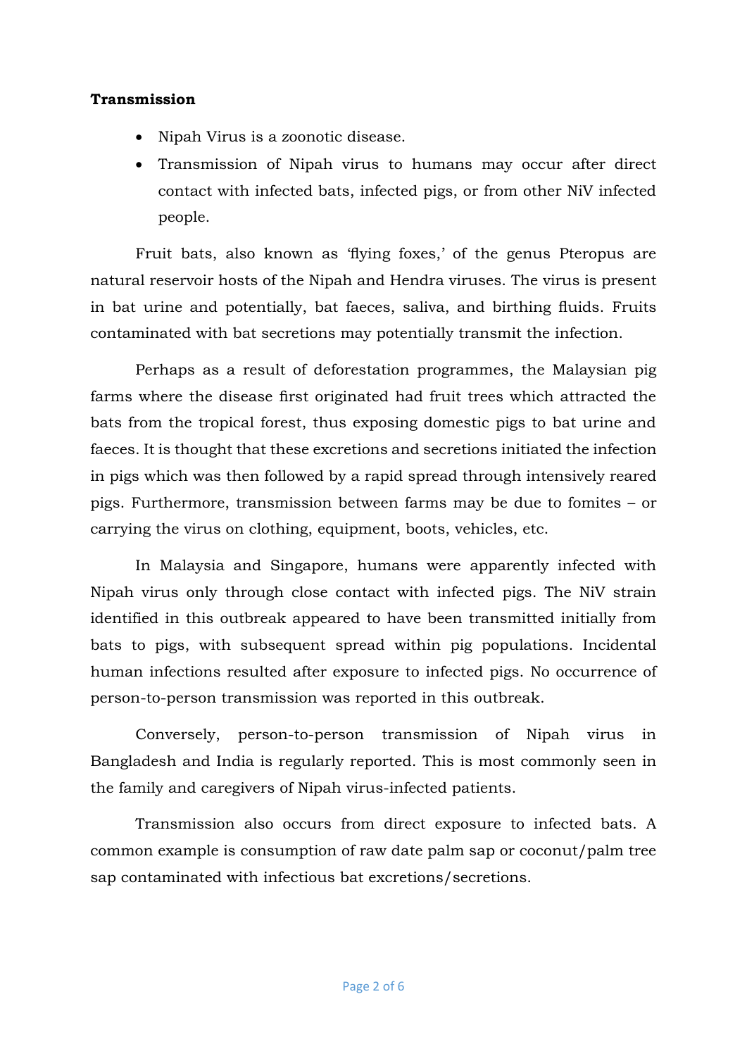**Transmission**

- Nipah Virus is a zoonotic disease.
- Transmission of Nipah virus to humans may occur after direct contact with infected bats, infected pigs, or from other NiV infected people.

Fruit bats, also known as 'flying foxes,' of the genus Pteropus are natural reservoir hosts of the Nipah and Hendra viruses. The virus is present in bat urine and potentially, bat faeces, saliva, and birthing fluids. Fruits contaminated with bat secretions may potentially transmit the infection.

Perhaps as a result of deforestation programmes, the Malaysian pig farms where the disease first originated had fruit trees which attracted the bats from the tropical forest, thus exposing domestic pigs to bat urine and faeces. It is thought that these excretions and secretions initiated the infection in pigs which was then followed by a rapid spread through intensively reared pigs. Furthermore, transmission between farms may be due to fomites – or carrying the virus on clothing, equipment, boots, vehicles, etc.

In Malaysia and Singapore, humans were apparently infected with Nipah virus only through close contact with infected pigs. The NiV strain identified in this outbreak appeared to have been transmitted initially from bats to pigs, with subsequent spread within pig populations. Incidental human infections resulted after exposure to infected pigs. No occurrence of person-to-person transmission was reported in this outbreak.

Conversely, person-to-person transmission of Nipah virus in Bangladesh and India is regularly reported. This is most commonly seen in the family and caregivers of Nipah virus-infected patients.

Transmission also occurs from direct exposure to infected bats. A common example is consumption of raw date palm sap or coconut/palm tree sap contaminated with infectious bat excretions/secretions.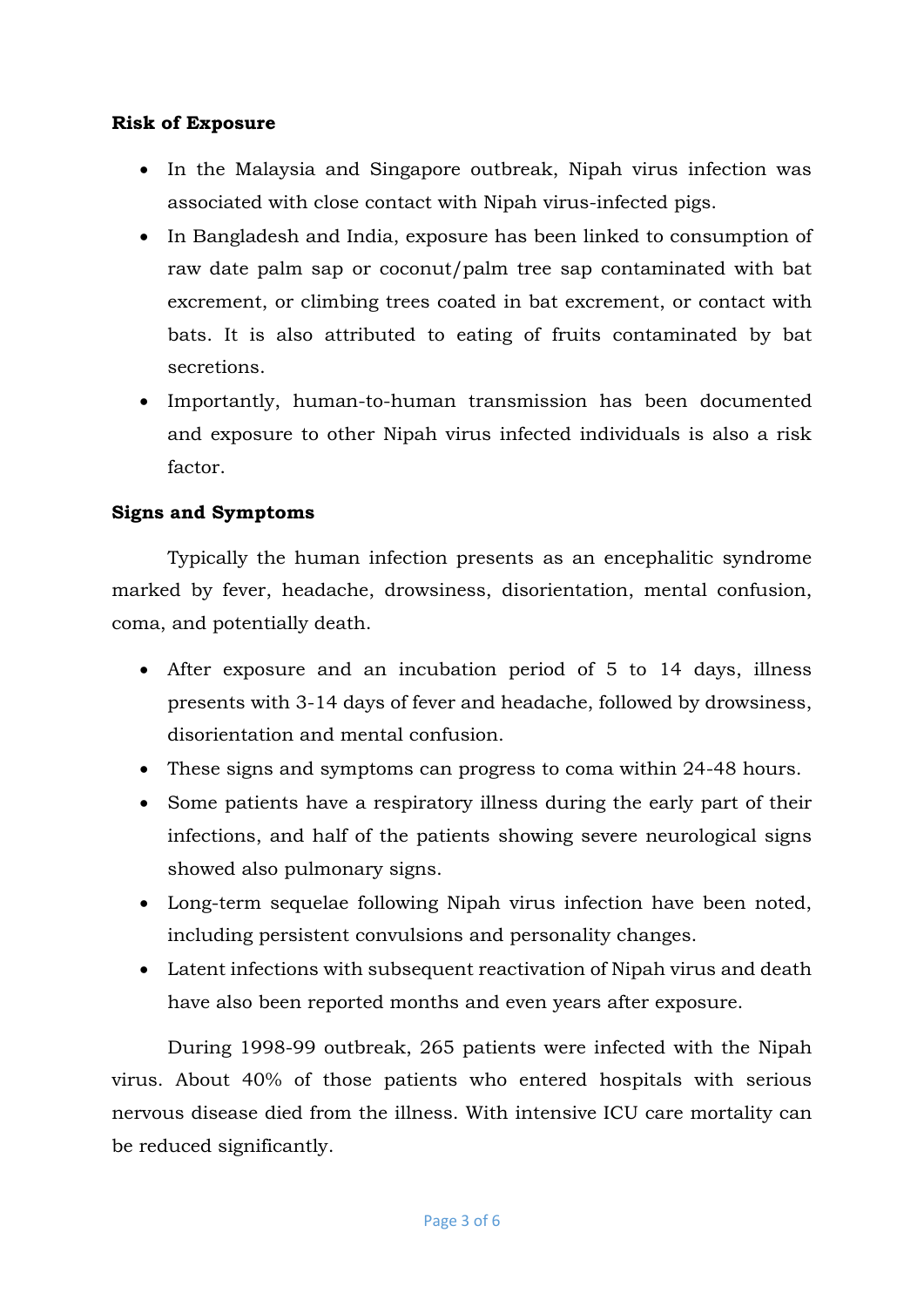**Risk of Exposure**

- In the Malaysia and Singapore outbreak, Nipah virus infection was associated with close contact with Nipah virus-infected pigs.
- In Bangladesh and India, exposure has been linked to consumption of raw date palm sap or coconut/palm tree sap contaminated with bat excrement, or climbing trees coated in bat excrement, or contact with bats. It is also attributed to eating of fruits contaminated by bat secretions.
- Importantly, human-to-human transmission has been documented and exposure to other Nipah virus infected individuals is also a risk factor.

**Signs and Symptoms**

Typically the human infection presents as an encephalitic syndrome marked by fever, headache, drowsiness, disorientation, mental confusion, coma, and potentially death.

- After exposure and an incubation period of 5 to 14 days, illness presents with 3-14 days of fever and headache, followed by drowsiness, disorientation and mental confusion.
- These signs and symptoms can progress to coma within 24-48 hours.
- Some patients have a respiratory illness during the early part of their infections, and half of the patients showing severe neurological signs showed also pulmonary signs.
- Long-term sequelae following Nipah virus infection have been noted, including persistent convulsions and personality changes.
- Latent infections with subsequent reactivation of Nipah virus and death have also been reported months and even years after exposure.

During 1998-99 outbreak, 265 patients were infected with the Nipah virus. About 40% of those patients who entered hospitals with serious nervous disease died from the illness. With intensive ICU care mortality can be reduced significantly.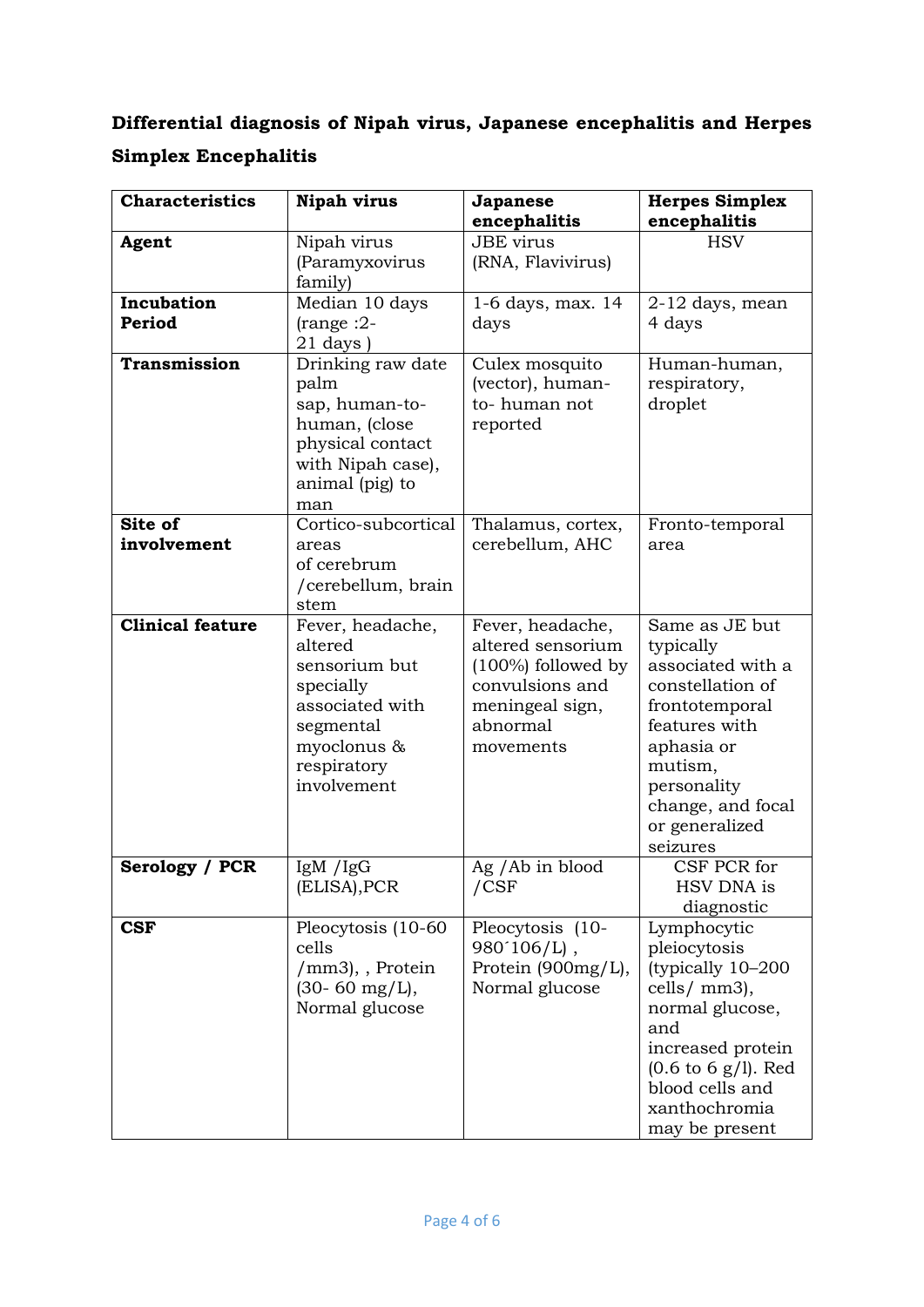**Differential diagnosis of Nipah virus, Japanese encephalitis and Herpes Simplex Encephalitis**

| Characteristics | Nipah virus | Japanese encephalitis | Herpes Simplex encephalitis |
|---|---|---|---|
| **Agent** | Nipah virus (Paramyxovirus family) | JBE virus (RNA, Flavivirus) | HSV |
| **Incubation Period** | Median 10 days (range :2-21 days ) | 1-6 days, max. 14 days | 2-12 days, mean 4 days |
| **Transmission** | Drinking raw date palm sap, human-to-human, (close physical contact with Nipah case), animal (pig) to man | Culex mosquito (vector), human-to- human not reported | Human-human, respiratory, droplet |
| **Site of involvement** | Cortico-subcortical areas of cerebrum /cerebellum, brain stem | Thalamus, cortex, cerebellum, AHC | Fronto-temporal area |
| **Clinical feature** | Fever, headache, altered sensorium but specially associated with segmental myoclonus & respiratory involvement | Fever, headache, altered sensorium (100%) followed by convulsions and meningeal sign, abnormal movements | Same as JE but typically associated with a constellation of frontotemporal features with aphasia or mutism, personality change, and focal or generalized seizures |
| **Serology / PCR** | IgM /IgG (ELISA),PCR | Ag /Ab in blood /CSF | CSF PCR for HSV DNA is diagnostic |
| **CSF** | Pleocytosis (10-60 cells /mm3), , Protein (30- 60 mg/L), Normal glucose | Pleocytosis (10-980´106/L) , Protein (900mg/L), Normal glucose | Lymphocytic pleiocytosis (typically 10–200 cells/ mm3), normal glucose, and increased protein (0.6 to 6 g/l). Red blood cells and xanthochromia may be present |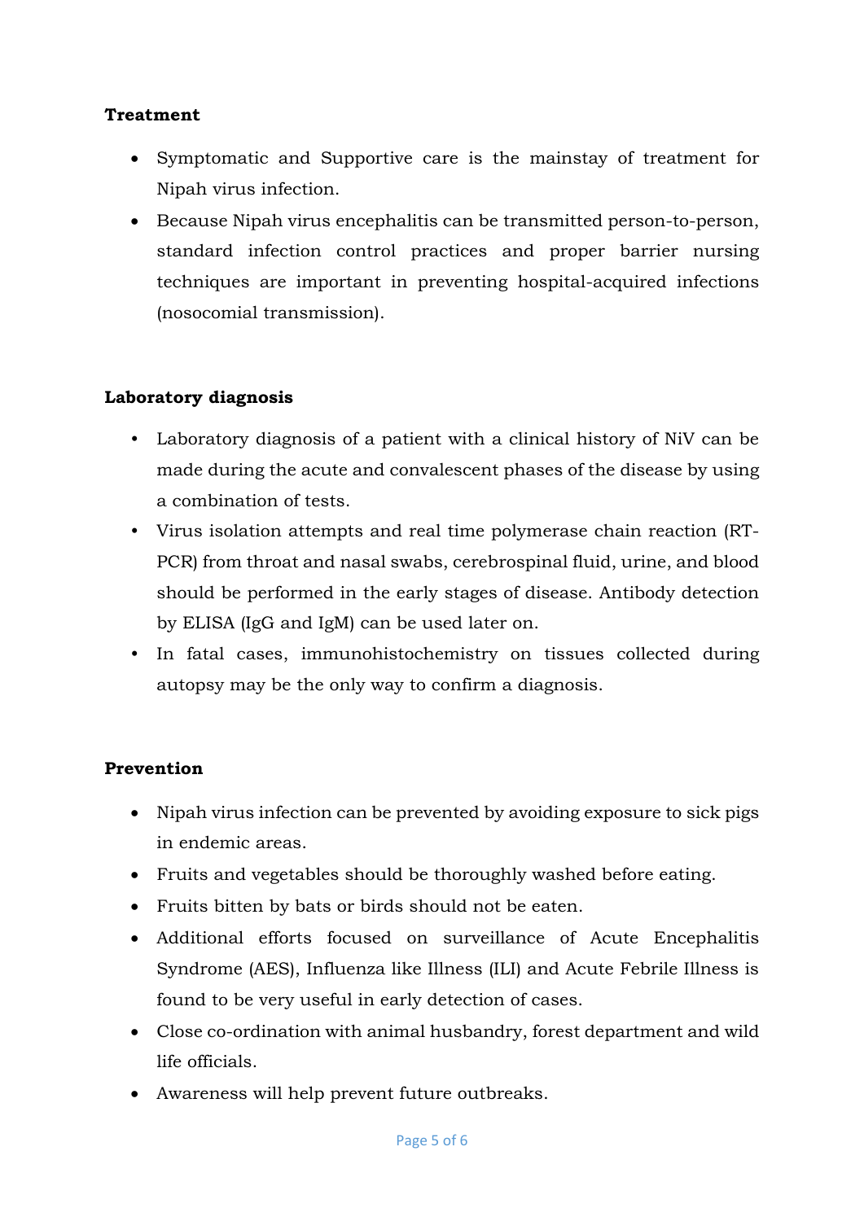**Treatment**

- Symptomatic and Supportive care is the mainstay of treatment for Nipah virus infection.
- Because Nipah virus encephalitis can be transmitted person-to-person, standard infection control practices and proper barrier nursing techniques are important in preventing hospital-acquired infections (nosocomial transmission).

**Laboratory diagnosis**

- Laboratory diagnosis of a patient with a clinical history of NiV can be made during the acute and convalescent phases of the disease by using a combination of tests.
- Virus isolation attempts and real time polymerase chain reaction (RT-PCR) from throat and nasal swabs, cerebrospinal fluid, urine, and blood should be performed in the early stages of disease. Antibody detection by ELISA (IgG and IgM) can be used later on.
- In fatal cases, immunohistochemistry on tissues collected during autopsy may be the only way to confirm a diagnosis.

**Prevention**

- Nipah virus infection can be prevented by avoiding exposure to sick pigs in endemic areas.
- Fruits and vegetables should be thoroughly washed before eating.
- Fruits bitten by bats or birds should not be eaten.
- Additional efforts focused on surveillance of Acute Encephalitis Syndrome (AES), Influenza like Illness (ILI) and Acute Febrile Illness is found to be very useful in early detection of cases.
- Close co-ordination with animal husbandry, forest department and wild life officials.
- Awareness will help prevent future outbreaks.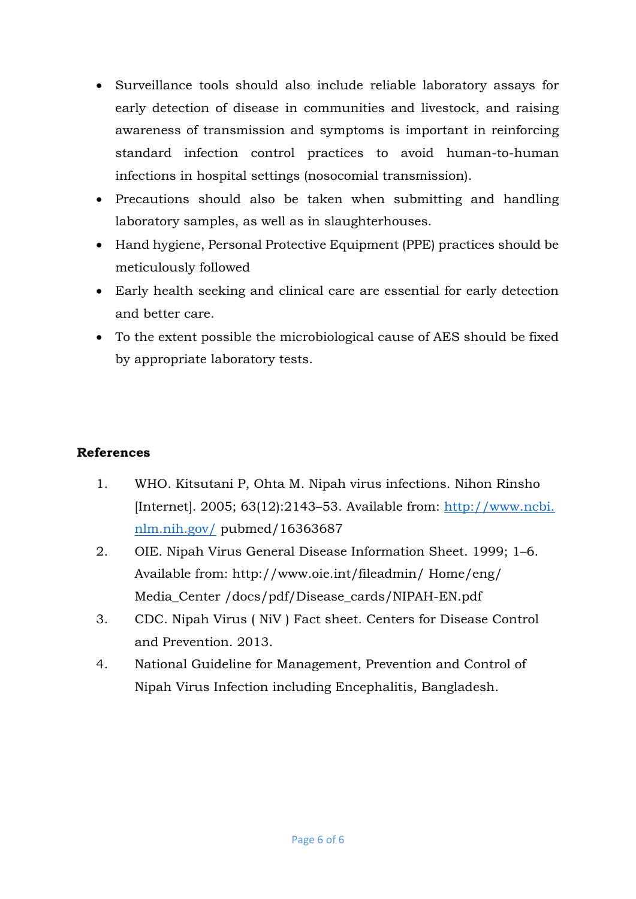- Surveillance tools should also include reliable laboratory assays for early detection of disease in communities and livestock, and raising awareness of transmission and symptoms is important in reinforcing standard infection control practices to avoid human-to-human infections in hospital settings (nosocomial transmission).
- Precautions should also be taken when submitting and handling laboratory samples, as well as in slaughterhouses.
- Hand hygiene, Personal Protective Equipment (PPE) practices should be meticulously followed
- Early health seeking and clinical care are essential for early detection and better care.
- To the extent possible the microbiological cause of AES should be fixed by appropriate laboratory tests.

**References**

1. WHO. Kitsutani P, Ohta M. Nipah virus infections. Nihon Rinsho [Internet]. 2005; 63(12):2143–53. Available from: http://www.ncbi.nlm.nih.gov/ pubmed/16363687
2. OIE. Nipah Virus General Disease Information Sheet. 1999; 1–6. Available from: http://www.oie.int/fileadmin/ Home/eng/ Media_Center /docs/pdf/Disease_cards/NIPAH-EN.pdf
3. CDC. Nipah Virus ( NiV ) Fact sheet. Centers for Disease Control and Prevention. 2013.
4. National Guideline for Management, Prevention and Control of Nipah Virus Infection including Encephalitis, Bangladesh.